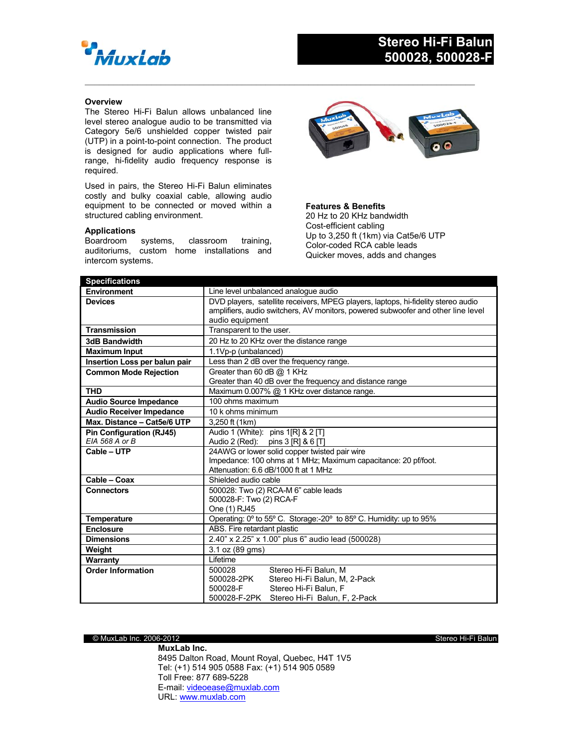# Stereo Hi-Fi Balun 500028, 500028-F

## Overview

The Stereo Hi-Fi Balun allows unbalanced line level stereo analogue audio to be transmitted via Category 5e/6 unshielded copper twisted pair (UTP) in a point-to-point connection. The product is designed for audio applications where full-range, hi-fidelity audio frequency response is required.

Used in pairs, the Stereo Hi-Fi Balun eliminates costly and bulky coaxial cable, allowing audio equipment to be connected or moved within a structured cabling environment.

## Applications

Boardroom systems, classroom training, auditoriums, custom home installations and intercom systems.

## Features & Benefits

20 Hz to 20 KHz bandwidth
Cost-efficient cabling
Up to 3,250 ft (1km) via Cat5e/6 UTP
Color-coded RCA cable leads
Quicker moves, adds and changes

| Specifications | |
|---|---|
| **Environment** | Line level unbalanced analogue audio |
| **Devices** | DVD players, satellite receivers, MPEG players, laptops, hi-fidelity stereo audio amplifiers, audio switchers, AV monitors, powered subwoofer and other line level audio equipment |
| **Transmission** | Transparent to the user. |
| **3dB Bandwidth** | 20 Hz to 20 KHz over the distance range |
| **Maximum Input** | 1.1Vp-p (unbalanced) |
| **Insertion Loss per balun pair** | Less than 2 dB over the frequency range. |
| **Common Mode Rejection** | Greater than 60 dB @ 1 KHz<br>Greater than 40 dB over the frequency and distance range |
| **THD** | Maximum 0.007% @ 1 KHz over distance range. |
| **Audio Source Impedance** | 100 ohms maximum |
| **Audio Receiver Impedance** | 10 k ohms minimum |
| **Max. Distance – Cat5e/6 UTP** | 3,250 ft (1km) |
| **Pin Configuration (RJ45)**<br>*EIA 568 A or B* | Audio 1 (White): pins 1[R] & 2 [T]<br>Audio 2 (Red): pins 3 [R] & 6 [T] |
| **Cable – UTP** | 24AWG or lower solid copper twisted pair wire<br>Impedance: 100 ohms at 1 MHz; Maximum capacitance: 20 pf/foot.<br>Attenuation: 6.6 dB/1000 ft at 1 MHz |
| **Cable – Coax** | Shielded audio cable |
| **Connectors** | 500028: Two (2) RCA-M 6" cable leads<br>500028-F: Two (2) RCA-F<br>One (1) RJ45 |
| **Temperature** | Operating: 0º to 55º C. Storage:-20º to 85º C. Humidity: up to 95% |
| **Enclosure** | ABS. Fire retardant plastic |
| **Dimensions** | 2.40" x 2.25" x 1.00" plus 6" audio lead (500028) |
| **Weight** | 3.1 oz (89 gms) |
| **Warranty** | Lifetime |
| **Order Information** | 500028 Stereo Hi-Fi Balun, M<br>500028-2PK Stereo Hi-Fi Balun, M, 2-Pack<br>500028-F Stereo Hi-Fi Balun, F<br>500028-F-2PK Stereo Hi-Fi Balun, F, 2-Pack |

© MuxLab Inc. 2006-2012

**MuxLab Inc.**
8495 Dalton Road, Mount Royal, Quebec, H4T 1V5
Tel: (+1) 514 905 0588 Fax: (+1) 514 905 0589
Toll Free: 877 689-5228
E-mail: videoease@muxlab.com
URL: www.muxlab.com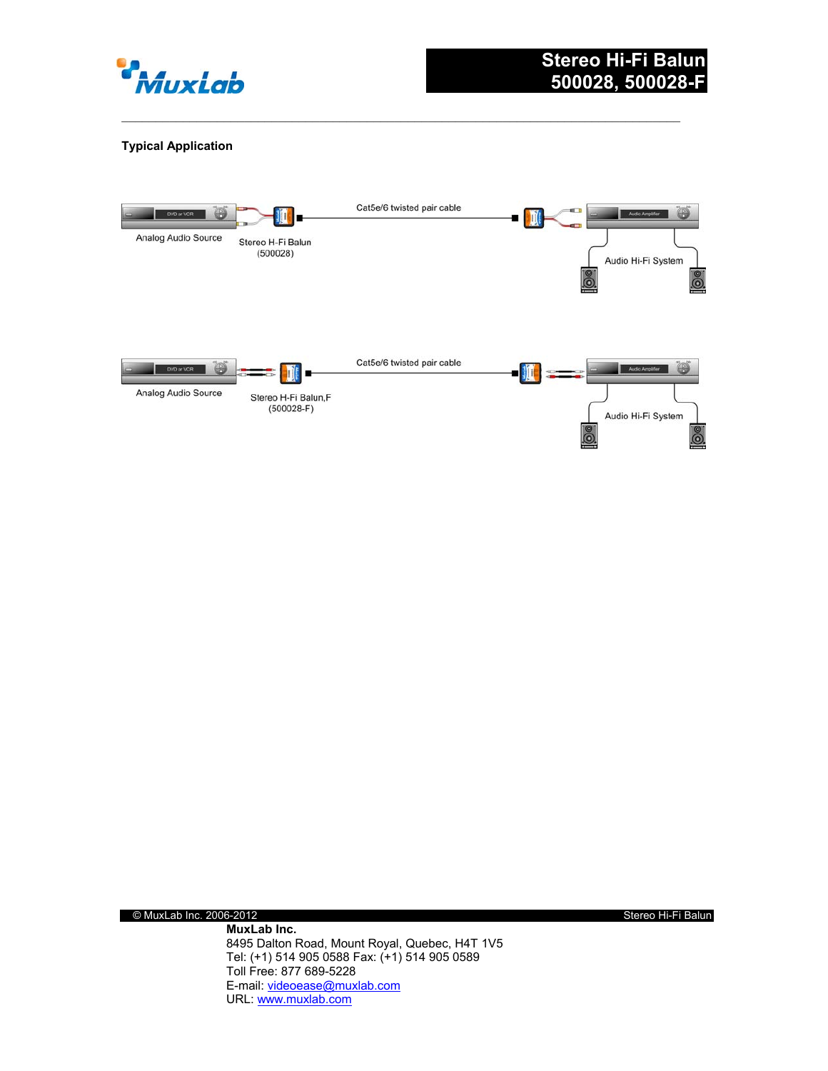## Typical Application

Cat5e/6 twisted pair cable

Analog Audio Source

Stereo H-Fi Balun (500028)

Audio Hi-Fi System

Cat5e/6 twisted pair cable

Analog Audio Source

Stereo H-Fi Balun,F (500028-F)

Audio Hi-Fi System

**MuxLab Inc.**
8495 Dalton Road, Mount Royal, Quebec, H4T 1V5
Tel: (+1) 514 905 0588 Fax: (+1) 514 905 0589
Toll Free: 877 689-5228
E-mail: videoease@muxlab.com
URL: www.muxlab.com